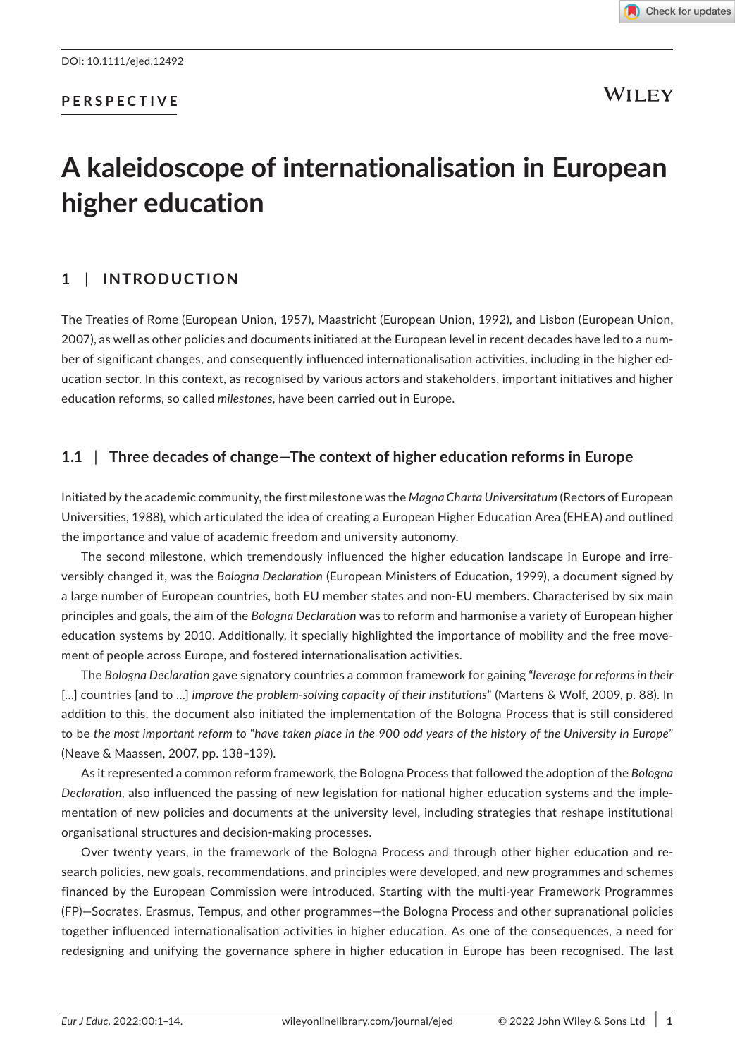DOI: 10.1111/ejed.12492

**PERSPECTIVE**

# A kaleidoscope of internationalisation in European higher education

## 1 | INTRODUCTION

The Treaties of Rome (European Union, 1957), Maastricht (European Union, 1992), and Lisbon (European Union, 2007), as well as other policies and documents initiated at the European level in recent decades have led to a number of significant changes, and consequently influenced internationalisation activities, including in the higher education sector. In this context, as recognised by various actors and stakeholders, important initiatives and higher education reforms, so called *milestones*, have been carried out in Europe.

### 1.1 | Three decades of change—The context of higher education reforms in Europe

Initiated by the academic community, the first milestone was the *Magna Charta Universitatum* (Rectors of European Universities, 1988), which articulated the idea of creating a European Higher Education Area (EHEA) and outlined the importance and value of academic freedom and university autonomy.

The second milestone, which tremendously influenced the higher education landscape in Europe and irreversibly changed it, was the *Bologna Declaration* (European Ministers of Education, 1999), a document signed by a large number of European countries, both EU member states and non-EU members. Characterised by six main principles and goals, the aim of the *Bologna Declaration* was to reform and harmonise a variety of European higher education systems by 2010. Additionally, it specially highlighted the importance of mobility and the free movement of people across Europe, and fostered internationalisation activities.

The *Bologna Declaration* gave signatory countries a common framework for gaining "*leverage for reforms in their* […] countries [and to …] *improve the problem-solving capacity of their institutions*" (Martens & Wolf, 2009, p. 88). In addition to this, the document also initiated the implementation of the Bologna Process that is still considered to be *the most important reform to* "*have taken place in the 900 odd years of the history of the University in Europe*" (Neave & Maassen, 2007, pp. 138–139).

As it represented a common reform framework, the Bologna Process that followed the adoption of the *Bologna Declaration*, also influenced the passing of new legislation for national higher education systems and the implementation of new policies and documents at the university level, including strategies that reshape institutional organisational structures and decision-making processes.

Over twenty years, in the framework of the Bologna Process and through other higher education and research policies, new goals, recommendations, and principles were developed, and new programmes and schemes financed by the European Commission were introduced. Starting with the multi-year Framework Programmes (FP)—Socrates, Erasmus, Tempus, and other programmes—the Bologna Process and other supranational policies together influenced internationalisation activities in higher education. As one of the consequences, a need for redesigning and unifying the governance sphere in higher education in Europe has been recognised. The last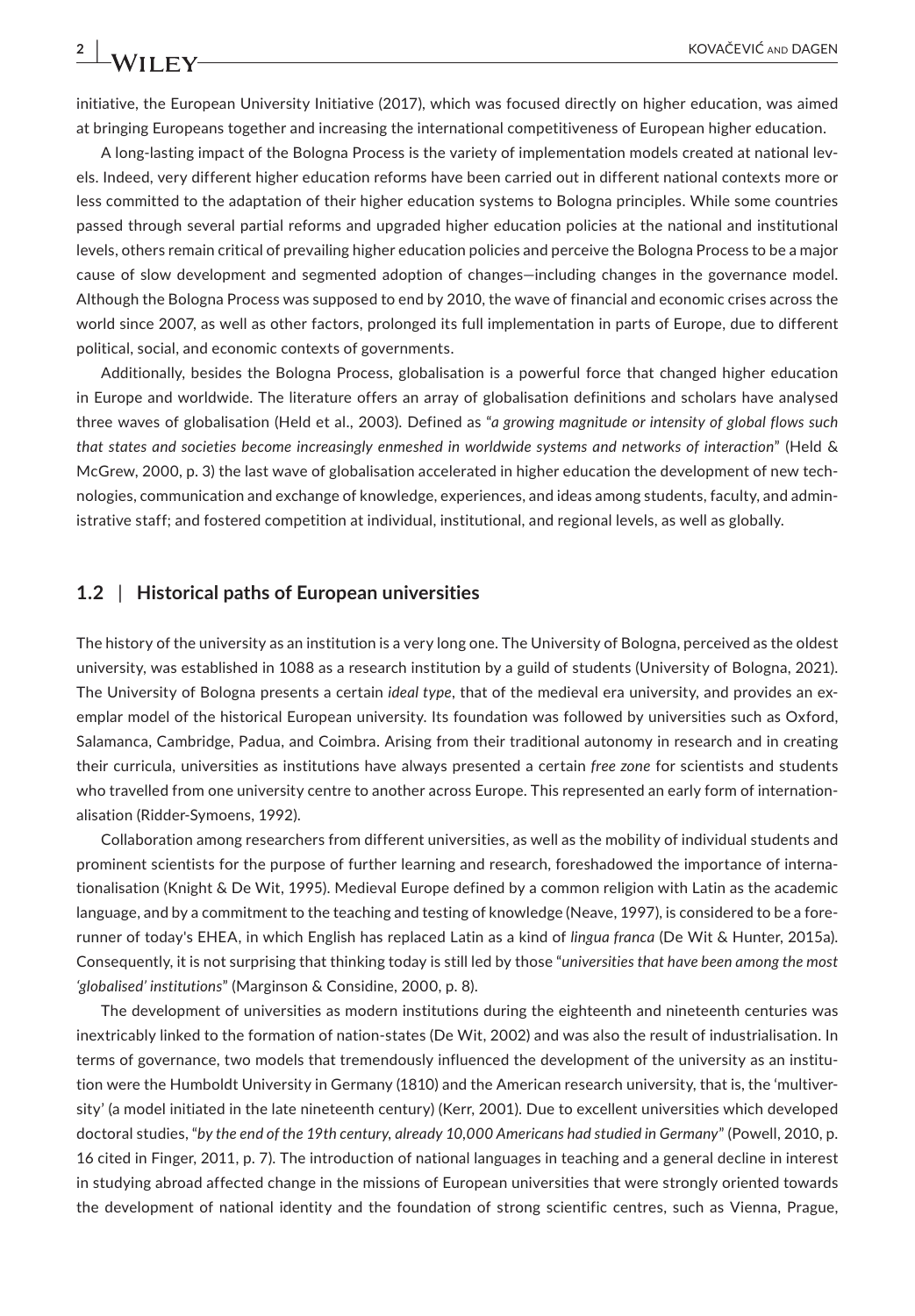initiative, the European University Initiative (2017), which was focused directly on higher education, was aimed at bringing Europeans together and increasing the international competitiveness of European higher education.

A long-lasting impact of the Bologna Process is the variety of implementation models created at national levels. Indeed, very different higher education reforms have been carried out in different national contexts more or less committed to the adaptation of their higher education systems to Bologna principles. While some countries passed through several partial reforms and upgraded higher education policies at the national and institutional levels, others remain critical of prevailing higher education policies and perceive the Bologna Process to be a major cause of slow development and segmented adoption of changes—including changes in the governance model. Although the Bologna Process was supposed to end by 2010, the wave of financial and economic crises across the world since 2007, as well as other factors, prolonged its full implementation in parts of Europe, due to different political, social, and economic contexts of governments.

Additionally, besides the Bologna Process, globalisation is a powerful force that changed higher education in Europe and worldwide. The literature offers an array of globalisation definitions and scholars have analysed three waves of globalisation (Held et al., 2003). Defined as "*a growing magnitude or intensity of global flows such that states and societies become increasingly enmeshed in worldwide systems and networks of interaction*" (Held & McGrew, 2000, p. 3) the last wave of globalisation accelerated in higher education the development of new technologies, communication and exchange of knowledge, experiences, and ideas among students, faculty, and administrative staff; and fostered competition at individual, institutional, and regional levels, as well as globally.

### 1.2 | Historical paths of European universities

The history of the university as an institution is a very long one. The University of Bologna, perceived as the oldest university, was established in 1088 as a research institution by a guild of students (University of Bologna, 2021). The University of Bologna presents a certain *ideal type*, that of the medieval era university, and provides an exemplar model of the historical European university. Its foundation was followed by universities such as Oxford, Salamanca, Cambridge, Padua, and Coimbra. Arising from their traditional autonomy in research and in creating their curricula, universities as institutions have always presented a certain *free zone* for scientists and students who travelled from one university centre to another across Europe. This represented an early form of internationalisation (Ridder-Symoens, 1992).

Collaboration among researchers from different universities, as well as the mobility of individual students and prominent scientists for the purpose of further learning and research, foreshadowed the importance of internationalisation (Knight & De Wit, 1995). Medieval Europe defined by a common religion with Latin as the academic language, and by a commitment to the teaching and testing of knowledge (Neave, 1997), is considered to be a forerunner of today's EHEA, in which English has replaced Latin as a kind of *lingua franca* (De Wit & Hunter, 2015a). Consequently, it is not surprising that thinking today is still led by those "*universities that have been among the most 'globalised' institutions*" (Marginson & Considine, 2000, p. 8).

The development of universities as modern institutions during the eighteenth and nineteenth centuries was inextricably linked to the formation of nation-states (De Wit, 2002) and was also the result of industrialisation. In terms of governance, two models that tremendously influenced the development of the university as an institution were the Humboldt University in Germany (1810) and the American research university, that is, the 'multiversity' (a model initiated in the late nineteenth century) (Kerr, 2001). Due to excellent universities which developed doctoral studies, "*by the end of the 19th century, already 10,000 Americans had studied in Germany*" (Powell, 2010, p. 16 cited in Finger, 2011, p. 7). The introduction of national languages in teaching and a general decline in interest in studying abroad affected change in the missions of European universities that were strongly oriented towards the development of national identity and the foundation of strong scientific centres, such as Vienna, Prague,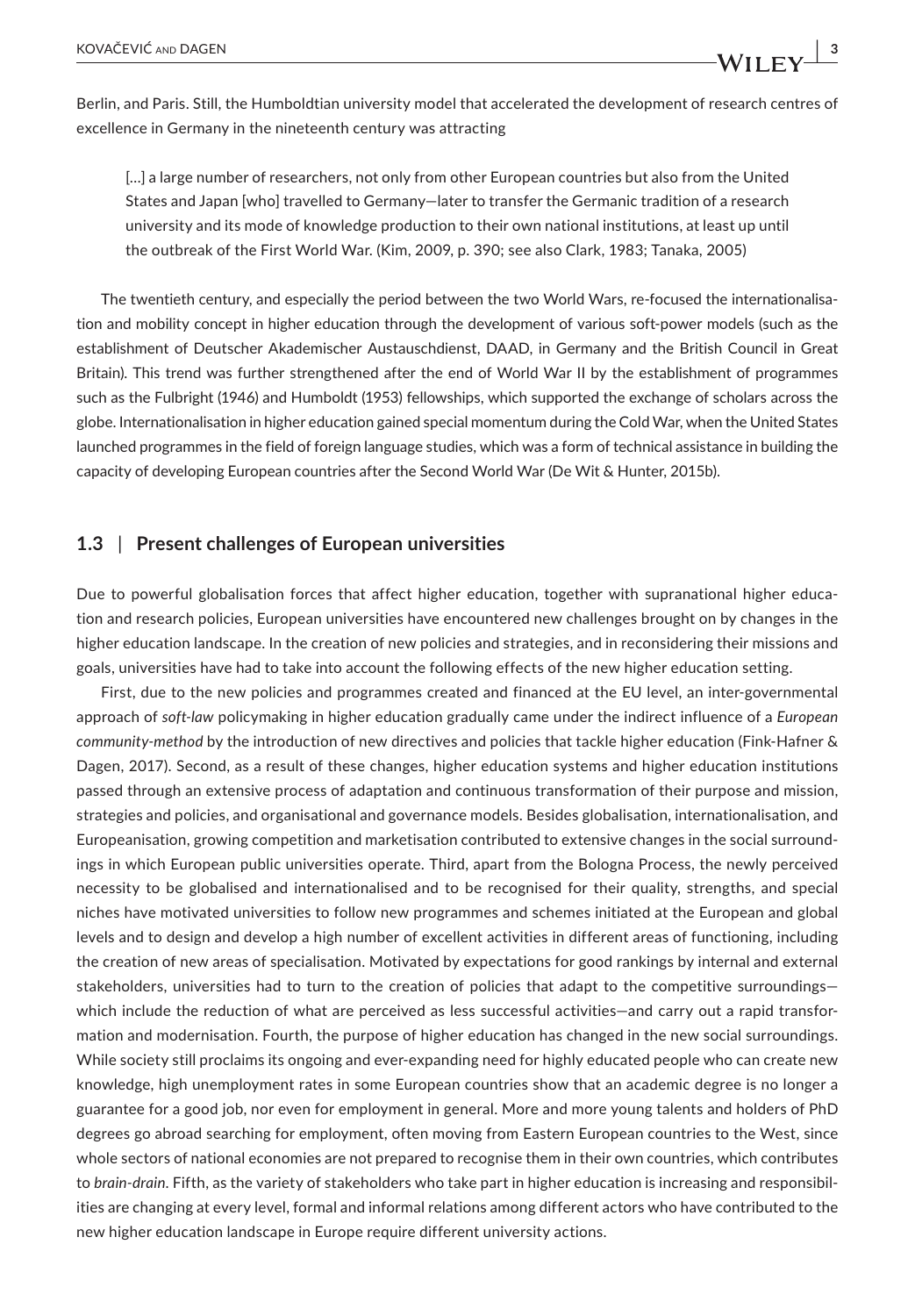Berlin, and Paris. Still, the Humboldtian university model that accelerated the development of research centres of excellence in Germany in the nineteenth century was attracting

> [...] a large number of researchers, not only from other European countries but also from the United States and Japan [who] travelled to Germany—later to transfer the Germanic tradition of a research university and its mode of knowledge production to their own national institutions, at least up until the outbreak of the First World War. (Kim, 2009, p. 390; see also Clark, 1983; Tanaka, 2005)

The twentieth century, and especially the period between the two World Wars, re-focused the internationalisation and mobility concept in higher education through the development of various soft-power models (such as the establishment of Deutscher Akademischer Austauschdienst, DAAD, in Germany and the British Council in Great Britain). This trend was further strengthened after the end of World War II by the establishment of programmes such as the Fulbright (1946) and Humboldt (1953) fellowships, which supported the exchange of scholars across the globe. Internationalisation in higher education gained special momentum during the Cold War, when the United States launched programmes in the field of foreign language studies, which was a form of technical assistance in building the capacity of developing European countries after the Second World War (De Wit & Hunter, 2015b).

### 1.3 | Present challenges of European universities

Due to powerful globalisation forces that affect higher education, together with supranational higher education and research policies, European universities have encountered new challenges brought on by changes in the higher education landscape. In the creation of new policies and strategies, and in reconsidering their missions and goals, universities have had to take into account the following effects of the new higher education setting.

First, due to the new policies and programmes created and financed at the EU level, an inter-governmental approach of *soft-law* policymaking in higher education gradually came under the indirect influence of a *European community-method* by the introduction of new directives and policies that tackle higher education (Fink-Hafner & Dagen, 2017). Second, as a result of these changes, higher education systems and higher education institutions passed through an extensive process of adaptation and continuous transformation of their purpose and mission, strategies and policies, and organisational and governance models. Besides globalisation, internationalisation, and Europeanisation, growing competition and marketisation contributed to extensive changes in the social surroundings in which European public universities operate. Third, apart from the Bologna Process, the newly perceived necessity to be globalised and internationalised and to be recognised for their quality, strengths, and special niches have motivated universities to follow new programmes and schemes initiated at the European and global levels and to design and develop a high number of excellent activities in different areas of functioning, including the creation of new areas of specialisation. Motivated by expectations for good rankings by internal and external stakeholders, universities had to turn to the creation of policies that adapt to the competitive surroundings—which include the reduction of what are perceived as less successful activities—and carry out a rapid transformation and modernisation. Fourth, the purpose of higher education has changed in the new social surroundings. While society still proclaims its ongoing and ever-expanding need for highly educated people who can create new knowledge, high unemployment rates in some European countries show that an academic degree is no longer a guarantee for a good job, nor even for employment in general. More and more young talents and holders of PhD degrees go abroad searching for employment, often moving from Eastern European countries to the West, since whole sectors of national economies are not prepared to recognise them in their own countries, which contributes to *brain-drain*. Fifth, as the variety of stakeholders who take part in higher education is increasing and responsibilities are changing at every level, formal and informal relations among different actors who have contributed to the new higher education landscape in Europe require different university actions.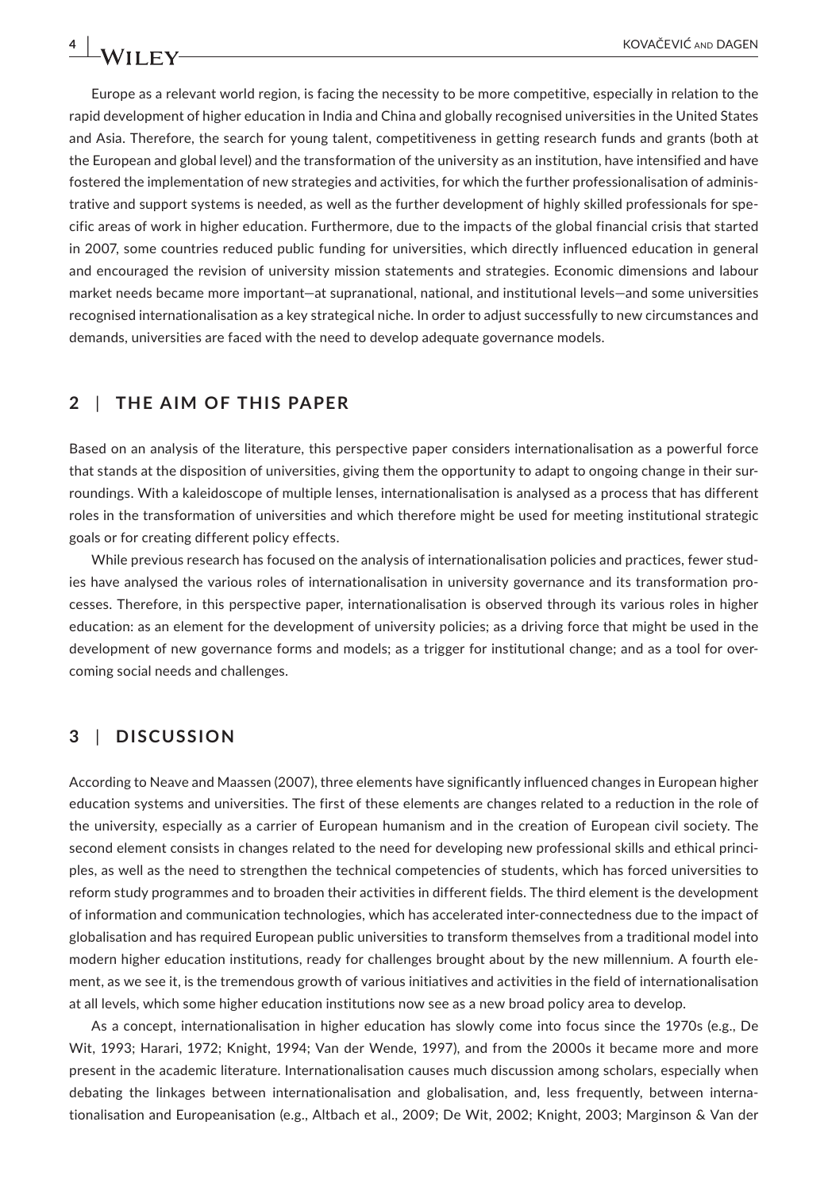Europe as a relevant world region, is facing the necessity to be more competitive, especially in relation to the rapid development of higher education in India and China and globally recognised universities in the United States and Asia. Therefore, the search for young talent, competitiveness in getting research funds and grants (both at the European and global level) and the transformation of the university as an institution, have intensified and have fostered the implementation of new strategies and activities, for which the further professionalisation of administrative and support systems is needed, as well as the further development of highly skilled professionals for specific areas of work in higher education. Furthermore, due to the impacts of the global financial crisis that started in 2007, some countries reduced public funding for universities, which directly influenced education in general and encouraged the revision of university mission statements and strategies. Economic dimensions and labour market needs became more important—at supranational, national, and institutional levels—and some universities recognised internationalisation as a key strategical niche. In order to adjust successfully to new circumstances and demands, universities are faced with the need to develop adequate governance models.

## 2 | THE AIM OF THIS PAPER

Based on an analysis of the literature, this perspective paper considers internationalisation as a powerful force that stands at the disposition of universities, giving them the opportunity to adapt to ongoing change in their surroundings. With a kaleidoscope of multiple lenses, internationalisation is analysed as a process that has different roles in the transformation of universities and which therefore might be used for meeting institutional strategic goals or for creating different policy effects.

While previous research has focused on the analysis of internationalisation policies and practices, fewer studies have analysed the various roles of internationalisation in university governance and its transformation processes. Therefore, in this perspective paper, internationalisation is observed through its various roles in higher education: as an element for the development of university policies; as a driving force that might be used in the development of new governance forms and models; as a trigger for institutional change; and as a tool for overcoming social needs and challenges.

## 3 | DISCUSSION

According to Neave and Maassen (2007), three elements have significantly influenced changes in European higher education systems and universities. The first of these elements are changes related to a reduction in the role of the university, especially as a carrier of European humanism and in the creation of European civil society. The second element consists in changes related to the need for developing new professional skills and ethical principles, as well as the need to strengthen the technical competencies of students, which has forced universities to reform study programmes and to broaden their activities in different fields. The third element is the development of information and communication technologies, which has accelerated inter-connectedness due to the impact of globalisation and has required European public universities to transform themselves from a traditional model into modern higher education institutions, ready for challenges brought about by the new millennium. A fourth element, as we see it, is the tremendous growth of various initiatives and activities in the field of internationalisation at all levels, which some higher education institutions now see as a new broad policy area to develop.

As a concept, internationalisation in higher education has slowly come into focus since the 1970s (e.g., De Wit, 1993; Harari, 1972; Knight, 1994; Van der Wende, 1997), and from the 2000s it became more and more present in the academic literature. Internationalisation causes much discussion among scholars, especially when debating the linkages between internationalisation and globalisation, and, less frequently, between internationalisation and Europeanisation (e.g., Altbach et al., 2009; De Wit, 2002; Knight, 2003; Marginson & Van der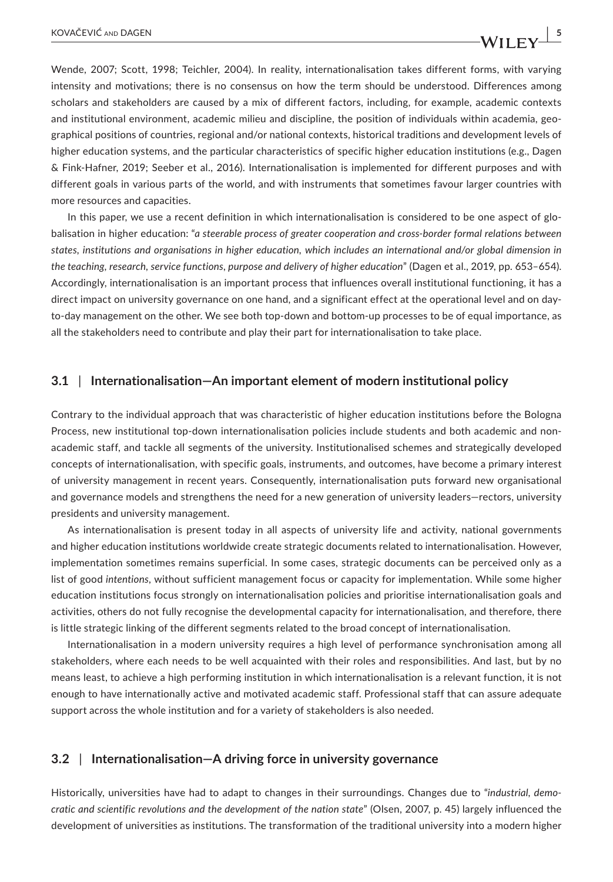Wende, 2007; Scott, 1998; Teichler, 2004). In reality, internationalisation takes different forms, with varying intensity and motivations; there is no consensus on how the term should be understood. Differences among scholars and stakeholders are caused by a mix of different factors, including, for example, academic contexts and institutional environment, academic milieu and discipline, the position of individuals within academia, geographical positions of countries, regional and/or national contexts, historical traditions and development levels of higher education systems, and the particular characteristics of specific higher education institutions (e.g., Dagen & Fink-Hafner, 2019; Seeber et al., 2016). Internationalisation is implemented for different purposes and with different goals in various parts of the world, and with instruments that sometimes favour larger countries with more resources and capacities.

In this paper, we use a recent definition in which internationalisation is considered to be one aspect of globalisation in higher education: "*a steerable process of greater cooperation and cross-border formal relations between states, institutions and organisations in higher education, which includes an international and/or global dimension in the teaching, research, service functions, purpose and delivery of higher education*" (Dagen et al., 2019, pp. 653–654). Accordingly, internationalisation is an important process that influences overall institutional functioning, it has a direct impact on university governance on one hand, and a significant effect at the operational level and on day-to-day management on the other. We see both top-down and bottom-up processes to be of equal importance, as all the stakeholders need to contribute and play their part for internationalisation to take place.

## 3.1 | Internationalisation—An important element of modern institutional policy

Contrary to the individual approach that was characteristic of higher education institutions before the Bologna Process, new institutional top-down internationalisation policies include students and both academic and non-academic staff, and tackle all segments of the university. Institutionalised schemes and strategically developed concepts of internationalisation, with specific goals, instruments, and outcomes, have become a primary interest of university management in recent years. Consequently, internationalisation puts forward new organisational and governance models and strengthens the need for a new generation of university leaders—rectors, university presidents and university management.

As internationalisation is present today in all aspects of university life and activity, national governments and higher education institutions worldwide create strategic documents related to internationalisation. However, implementation sometimes remains superficial. In some cases, strategic documents can be perceived only as a list of good *intentions*, without sufficient management focus or capacity for implementation. While some higher education institutions focus strongly on internationalisation policies and prioritise internationalisation goals and activities, others do not fully recognise the developmental capacity for internationalisation, and therefore, there is little strategic linking of the different segments related to the broad concept of internationalisation.

Internationalisation in a modern university requires a high level of performance synchronisation among all stakeholders, where each needs to be well acquainted with their roles and responsibilities. And last, but by no means least, to achieve a high performing institution in which internationalisation is a relevant function, it is not enough to have internationally active and motivated academic staff. Professional staff that can assure adequate support across the whole institution and for a variety of stakeholders is also needed.

## 3.2 | Internationalisation—A driving force in university governance

Historically, universities have had to adapt to changes in their surroundings. Changes due to "*industrial, democratic and scientific revolutions and the development of the nation state*" (Olsen, 2007, p. 45) largely influenced the development of universities as institutions. The transformation of the traditional university into a modern higher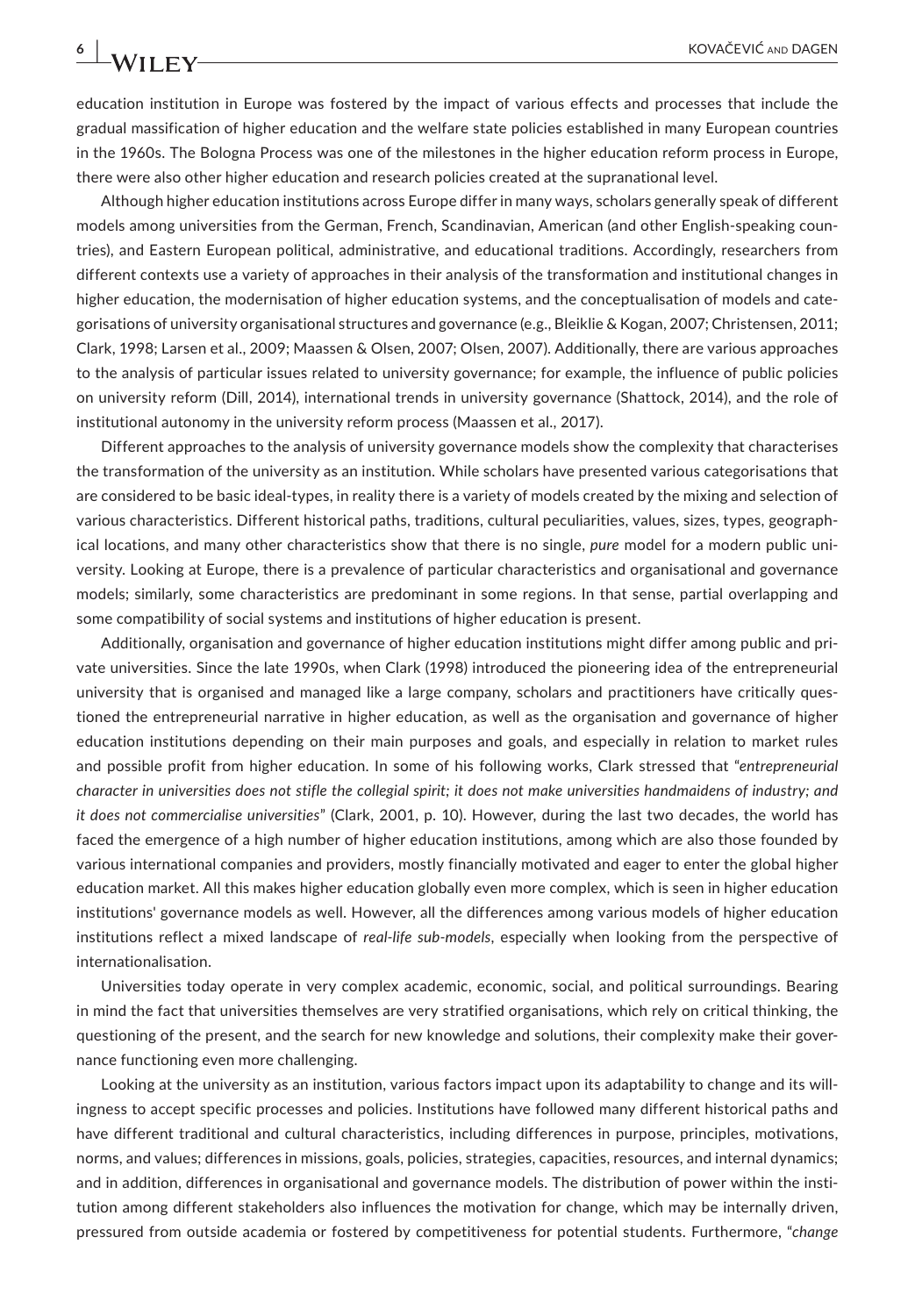education institution in Europe was fostered by the impact of various effects and processes that include the gradual massification of higher education and the welfare state policies established in many European countries in the 1960s. The Bologna Process was one of the milestones in the higher education reform process in Europe, there were also other higher education and research policies created at the supranational level.

Although higher education institutions across Europe differ in many ways, scholars generally speak of different models among universities from the German, French, Scandinavian, American (and other English-speaking countries), and Eastern European political, administrative, and educational traditions. Accordingly, researchers from different contexts use a variety of approaches in their analysis of the transformation and institutional changes in higher education, the modernisation of higher education systems, and the conceptualisation of models and categorisations of university organisational structures and governance (e.g., Bleiklie & Kogan, 2007; Christensen, 2011; Clark, 1998; Larsen et al., 2009; Maassen & Olsen, 2007; Olsen, 2007). Additionally, there are various approaches to the analysis of particular issues related to university governance; for example, the influence of public policies on university reform (Dill, 2014), international trends in university governance (Shattock, 2014), and the role of institutional autonomy in the university reform process (Maassen et al., 2017).

Different approaches to the analysis of university governance models show the complexity that characterises the transformation of the university as an institution. While scholars have presented various categorisations that are considered to be basic ideal-types, in reality there is a variety of models created by the mixing and selection of various characteristics. Different historical paths, traditions, cultural peculiarities, values, sizes, types, geographical locations, and many other characteristics show that there is no single, *pure* model for a modern public university. Looking at Europe, there is a prevalence of particular characteristics and organisational and governance models; similarly, some characteristics are predominant in some regions. In that sense, partial overlapping and some compatibility of social systems and institutions of higher education is present.

Additionally, organisation and governance of higher education institutions might differ among public and private universities. Since the late 1990s, when Clark (1998) introduced the pioneering idea of the entrepreneurial university that is organised and managed like a large company, scholars and practitioners have critically questioned the entrepreneurial narrative in higher education, as well as the organisation and governance of higher education institutions depending on their main purposes and goals, and especially in relation to market rules and possible profit from higher education. In some of his following works, Clark stressed that "*entrepreneurial character in universities does not stifle the collegial spirit; it does not make universities handmaidens of industry; and it does not commercialise universities*" (Clark, 2001, p. 10). However, during the last two decades, the world has faced the emergence of a high number of higher education institutions, among which are also those founded by various international companies and providers, mostly financially motivated and eager to enter the global higher education market. All this makes higher education globally even more complex, which is seen in higher education institutions' governance models as well. However, all the differences among various models of higher education institutions reflect a mixed landscape of *real-life sub-models*, especially when looking from the perspective of internationalisation.

Universities today operate in very complex academic, economic, social, and political surroundings. Bearing in mind the fact that universities themselves are very stratified organisations, which rely on critical thinking, the questioning of the present, and the search for new knowledge and solutions, their complexity make their governance functioning even more challenging.

Looking at the university as an institution, various factors impact upon its adaptability to change and its willingness to accept specific processes and policies. Institutions have followed many different historical paths and have different traditional and cultural characteristics, including differences in purpose, principles, motivations, norms, and values; differences in missions, goals, policies, strategies, capacities, resources, and internal dynamics; and in addition, differences in organisational and governance models. The distribution of power within the institution among different stakeholders also influences the motivation for change, which may be internally driven, pressured from outside academia or fostered by competitiveness for potential students. Furthermore, "*change*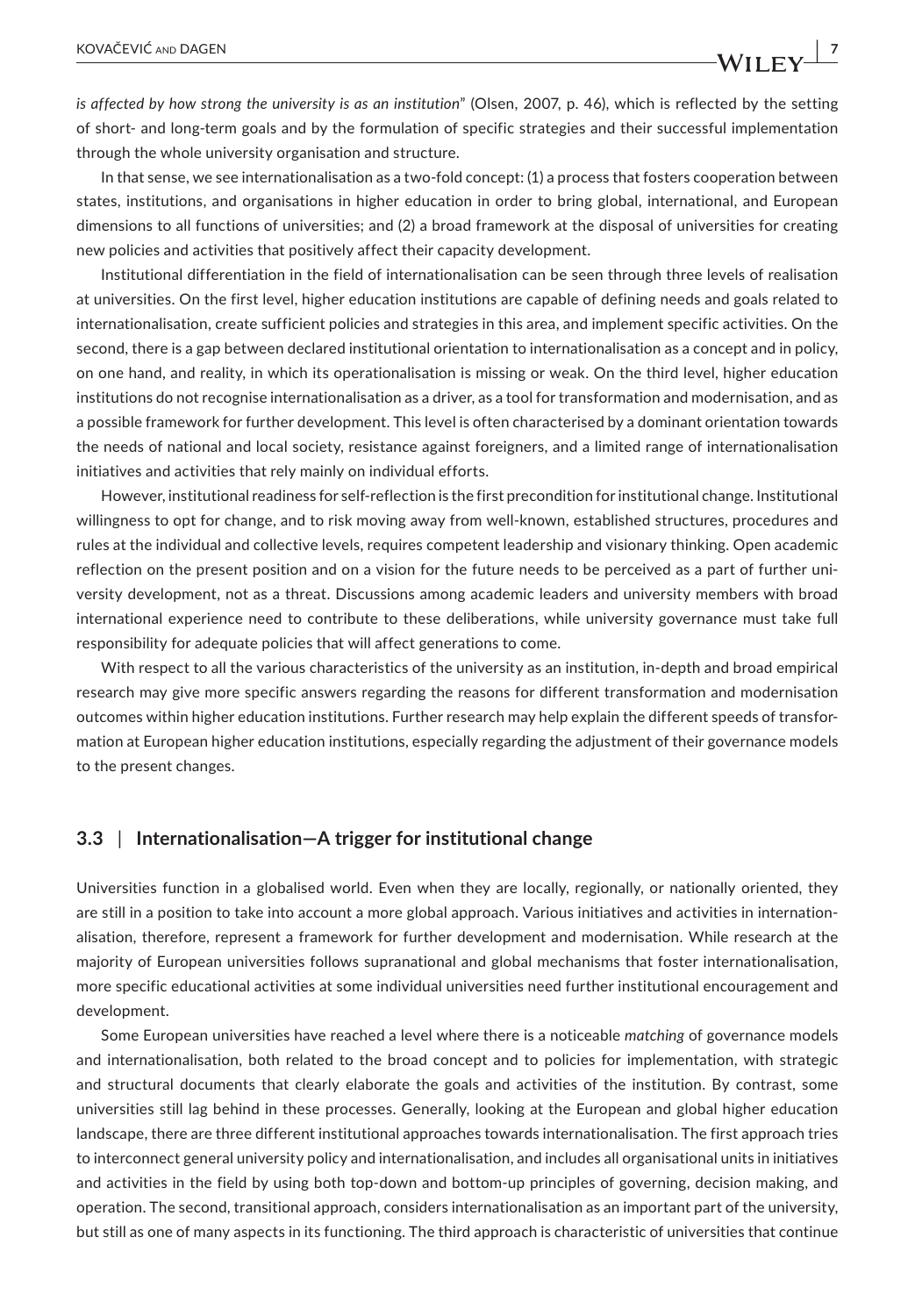*is affected by how strong the university is as an institution*" (Olsen, 2007, p. 46), which is reflected by the setting of short- and long-term goals and by the formulation of specific strategies and their successful implementation through the whole university organisation and structure.

In that sense, we see internationalisation as a two-fold concept: (1) a process that fosters cooperation between states, institutions, and organisations in higher education in order to bring global, international, and European dimensions to all functions of universities; and (2) a broad framework at the disposal of universities for creating new policies and activities that positively affect their capacity development.

Institutional differentiation in the field of internationalisation can be seen through three levels of realisation at universities. On the first level, higher education institutions are capable of defining needs and goals related to internationalisation, create sufficient policies and strategies in this area, and implement specific activities. On the second, there is a gap between declared institutional orientation to internationalisation as a concept and in policy, on one hand, and reality, in which its operationalisation is missing or weak. On the third level, higher education institutions do not recognise internationalisation as a driver, as a tool for transformation and modernisation, and as a possible framework for further development. This level is often characterised by a dominant orientation towards the needs of national and local society, resistance against foreigners, and a limited range of internationalisation initiatives and activities that rely mainly on individual efforts.

However, institutional readiness for self-reflection is the first precondition for institutional change. Institutional willingness to opt for change, and to risk moving away from well-known, established structures, procedures and rules at the individual and collective levels, requires competent leadership and visionary thinking. Open academic reflection on the present position and on a vision for the future needs to be perceived as a part of further university development, not as a threat. Discussions among academic leaders and university members with broad international experience need to contribute to these deliberations, while university governance must take full responsibility for adequate policies that will affect generations to come.

With respect to all the various characteristics of the university as an institution, in-depth and broad empirical research may give more specific answers regarding the reasons for different transformation and modernisation outcomes within higher education institutions. Further research may help explain the different speeds of transformation at European higher education institutions, especially regarding the adjustment of their governance models to the present changes.

### 3.3 | Internationalisation—A trigger for institutional change

Universities function in a globalised world. Even when they are locally, regionally, or nationally oriented, they are still in a position to take into account a more global approach. Various initiatives and activities in internationalisation, therefore, represent a framework for further development and modernisation. While research at the majority of European universities follows supranational and global mechanisms that foster internationalisation, more specific educational activities at some individual universities need further institutional encouragement and development.

Some European universities have reached a level where there is a noticeable *matching* of governance models and internationalisation, both related to the broad concept and to policies for implementation, with strategic and structural documents that clearly elaborate the goals and activities of the institution. By contrast, some universities still lag behind in these processes. Generally, looking at the European and global higher education landscape, there are three different institutional approaches towards internationalisation. The first approach tries to interconnect general university policy and internationalisation, and includes all organisational units in initiatives and activities in the field by using both top-down and bottom-up principles of governing, decision making, and operation. The second, transitional approach, considers internationalisation as an important part of the university, but still as one of many aspects in its functioning. The third approach is characteristic of universities that continue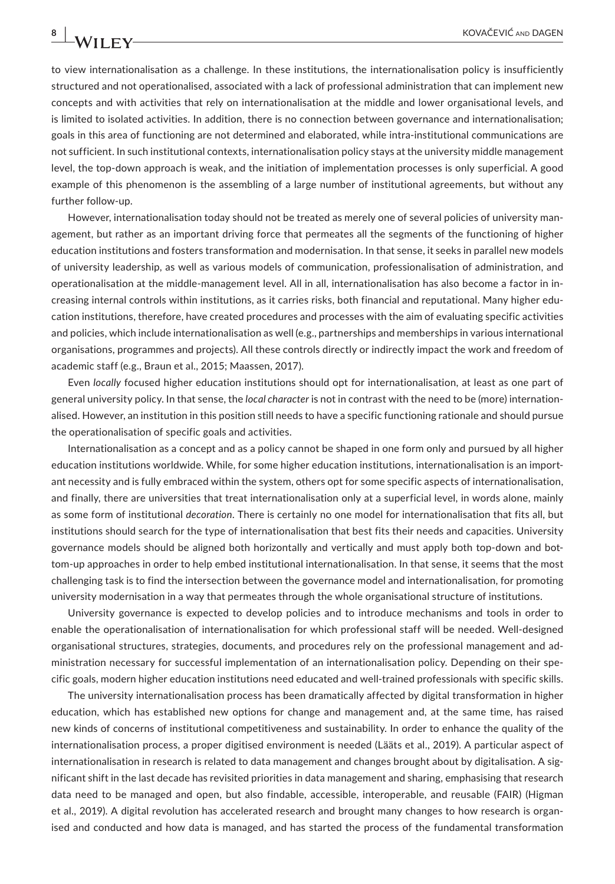to view internationalisation as a challenge. In these institutions, the internationalisation policy is insufficiently structured and not operationalised, associated with a lack of professional administration that can implement new concepts and with activities that rely on internationalisation at the middle and lower organisational levels, and is limited to isolated activities. In addition, there is no connection between governance and internationalisation; goals in this area of functioning are not determined and elaborated, while intra-institutional communications are not sufficient. In such institutional contexts, internationalisation policy stays at the university middle management level, the top-down approach is weak, and the initiation of implementation processes is only superficial. A good example of this phenomenon is the assembling of a large number of institutional agreements, but without any further follow-up.

However, internationalisation today should not be treated as merely one of several policies of university management, but rather as an important driving force that permeates all the segments of the functioning of higher education institutions and fosters transformation and modernisation. In that sense, it seeks in parallel new models of university leadership, as well as various models of communication, professionalisation of administration, and operationalisation at the middle-management level. All in all, internationalisation has also become a factor in increasing internal controls within institutions, as it carries risks, both financial and reputational. Many higher education institutions, therefore, have created procedures and processes with the aim of evaluating specific activities and policies, which include internationalisation as well (e.g., partnerships and memberships in various international organisations, programmes and projects). All these controls directly or indirectly impact the work and freedom of academic staff (e.g., Braun et al., 2015; Maassen, 2017).

Even *locally* focused higher education institutions should opt for internationalisation, at least as one part of general university policy. In that sense, the *local character* is not in contrast with the need to be (more) internationalised. However, an institution in this position still needs to have a specific functioning rationale and should pursue the operationalisation of specific goals and activities.

Internationalisation as a concept and as a policy cannot be shaped in one form only and pursued by all higher education institutions worldwide. While, for some higher education institutions, internationalisation is an important necessity and is fully embraced within the system, others opt for some specific aspects of internationalisation, and finally, there are universities that treat internationalisation only at a superficial level, in words alone, mainly as some form of institutional *decoration*. There is certainly no one model for internationalisation that fits all, but institutions should search for the type of internationalisation that best fits their needs and capacities. University governance models should be aligned both horizontally and vertically and must apply both top-down and bottom-up approaches in order to help embed institutional internationalisation. In that sense, it seems that the most challenging task is to find the intersection between the governance model and internationalisation, for promoting university modernisation in a way that permeates through the whole organisational structure of institutions.

University governance is expected to develop policies and to introduce mechanisms and tools in order to enable the operationalisation of internationalisation for which professional staff will be needed. Well-designed organisational structures, strategies, documents, and procedures rely on the professional management and administration necessary for successful implementation of an internationalisation policy. Depending on their specific goals, modern higher education institutions need educated and well-trained professionals with specific skills.

The university internationalisation process has been dramatically affected by digital transformation in higher education, which has established new options for change and management and, at the same time, has raised new kinds of concerns of institutional competitiveness and sustainability. In order to enhance the quality of the internationalisation process, a proper digitised environment is needed (Lääts et al., 2019). A particular aspect of internationalisation in research is related to data management and changes brought about by digitalisation. A significant shift in the last decade has revisited priorities in data management and sharing, emphasising that research data need to be managed and open, but also findable, accessible, interoperable, and reusable (FAIR) (Higman et al., 2019). A digital revolution has accelerated research and brought many changes to how research is organised and conducted and how data is managed, and has started the process of the fundamental transformation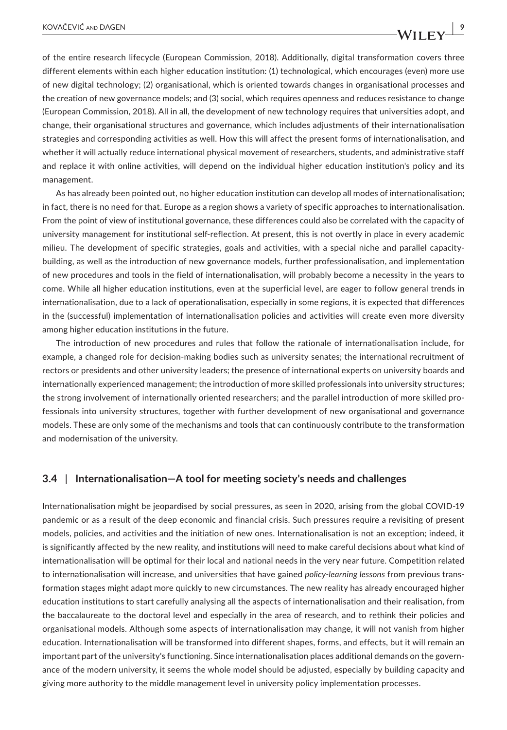of the entire research lifecycle (European Commission, 2018). Additionally, digital transformation covers three different elements within each higher education institution: (1) technological, which encourages (even) more use of new digital technology; (2) organisational, which is oriented towards changes in organisational processes and the creation of new governance models; and (3) social, which requires openness and reduces resistance to change (European Commission, 2018). All in all, the development of new technology requires that universities adopt, and change, their organisational structures and governance, which includes adjustments of their internationalisation strategies and corresponding activities as well. How this will affect the present forms of internationalisation, and whether it will actually reduce international physical movement of researchers, students, and administrative staff and replace it with online activities, will depend on the individual higher education institution's policy and its management.

As has already been pointed out, no higher education institution can develop all modes of internationalisation; in fact, there is no need for that. Europe as a region shows a variety of specific approaches to internationalisation. From the point of view of institutional governance, these differences could also be correlated with the capacity of university management for institutional self-reflection. At present, this is not overtly in place in every academic milieu. The development of specific strategies, goals and activities, with a special niche and parallel capacity-building, as well as the introduction of new governance models, further professionalisation, and implementation of new procedures and tools in the field of internationalisation, will probably become a necessity in the years to come. While all higher education institutions, even at the superficial level, are eager to follow general trends in internationalisation, due to a lack of operationalisation, especially in some regions, it is expected that differences in the (successful) implementation of internationalisation policies and activities will create even more diversity among higher education institutions in the future.

The introduction of new procedures and rules that follow the rationale of internationalisation include, for example, a changed role for decision-making bodies such as university senates; the international recruitment of rectors or presidents and other university leaders; the presence of international experts on university boards and internationally experienced management; the introduction of more skilled professionals into university structures; the strong involvement of internationally oriented researchers; and the parallel introduction of more skilled professionals into university structures, together with further development of new organisational and governance models. These are only some of the mechanisms and tools that can continuously contribute to the transformation and modernisation of the university.

### 3.4 | Internationalisation—A tool for meeting society's needs and challenges

Internationalisation might be jeopardised by social pressures, as seen in 2020, arising from the global COVID-19 pandemic or as a result of the deep economic and financial crisis. Such pressures require a revisiting of present models, policies, and activities and the initiation of new ones. Internationalisation is not an exception; indeed, it is significantly affected by the new reality, and institutions will need to make careful decisions about what kind of internationalisation will be optimal for their local and national needs in the very near future. Competition related to internationalisation will increase, and universities that have gained *policy-learning lessons* from previous transformation stages might adapt more quickly to new circumstances. The new reality has already encouraged higher education institutions to start carefully analysing all the aspects of internationalisation and their realisation, from the baccalaureate to the doctoral level and especially in the area of research, and to rethink their policies and organisational models. Although some aspects of internationalisation may change, it will not vanish from higher education. Internationalisation will be transformed into different shapes, forms, and effects, but it will remain an important part of the university's functioning. Since internationalisation places additional demands on the governance of the modern university, it seems the whole model should be adjusted, especially by building capacity and giving more authority to the middle management level in university policy implementation processes.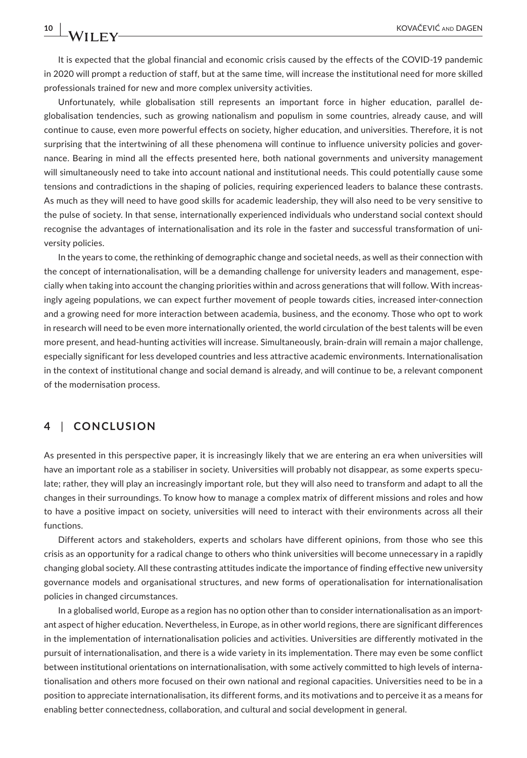It is expected that the global financial and economic crisis caused by the effects of the COVID-19 pandemic in 2020 will prompt a reduction of staff, but at the same time, will increase the institutional need for more skilled professionals trained for new and more complex university activities.

Unfortunately, while globalisation still represents an important force in higher education, parallel de-globalisation tendencies, such as growing nationalism and populism in some countries, already cause, and will continue to cause, even more powerful effects on society, higher education, and universities. Therefore, it is not surprising that the intertwining of all these phenomena will continue to influence university policies and governance. Bearing in mind all the effects presented here, both national governments and university management will simultaneously need to take into account national and institutional needs. This could potentially cause some tensions and contradictions in the shaping of policies, requiring experienced leaders to balance these contrasts. As much as they will need to have good skills for academic leadership, they will also need to be very sensitive to the pulse of society. In that sense, internationally experienced individuals who understand social context should recognise the advantages of internationalisation and its role in the faster and successful transformation of university policies.

In the years to come, the rethinking of demographic change and societal needs, as well as their connection with the concept of internationalisation, will be a demanding challenge for university leaders and management, especially when taking into account the changing priorities within and across generations that will follow. With increasingly ageing populations, we can expect further movement of people towards cities, increased inter-connection and a growing need for more interaction between academia, business, and the economy. Those who opt to work in research will need to be even more internationally oriented, the world circulation of the best talents will be even more present, and head-hunting activities will increase. Simultaneously, brain-drain will remain a major challenge, especially significant for less developed countries and less attractive academic environments. Internationalisation in the context of institutional change and social demand is already, and will continue to be, a relevant component of the modernisation process.

## 4 | CONCLUSION

As presented in this perspective paper, it is increasingly likely that we are entering an era when universities will have an important role as a stabiliser in society. Universities will probably not disappear, as some experts speculate; rather, they will play an increasingly important role, but they will also need to transform and adapt to all the changes in their surroundings. To know how to manage a complex matrix of different missions and roles and how to have a positive impact on society, universities will need to interact with their environments across all their functions.

Different actors and stakeholders, experts and scholars have different opinions, from those who see this crisis as an opportunity for a radical change to others who think universities will become unnecessary in a rapidly changing global society. All these contrasting attitudes indicate the importance of finding effective new university governance models and organisational structures, and new forms of operationalisation for internationalisation policies in changed circumstances.

In a globalised world, Europe as a region has no option other than to consider internationalisation as an important aspect of higher education. Nevertheless, in Europe, as in other world regions, there are significant differences in the implementation of internationalisation policies and activities. Universities are differently motivated in the pursuit of internationalisation, and there is a wide variety in its implementation. There may even be some conflict between institutional orientations on internationalisation, with some actively committed to high levels of internationalisation and others more focused on their own national and regional capacities. Universities need to be in a position to appreciate internationalisation, its different forms, and its motivations and to perceive it as a means for enabling better connectedness, collaboration, and cultural and social development in general.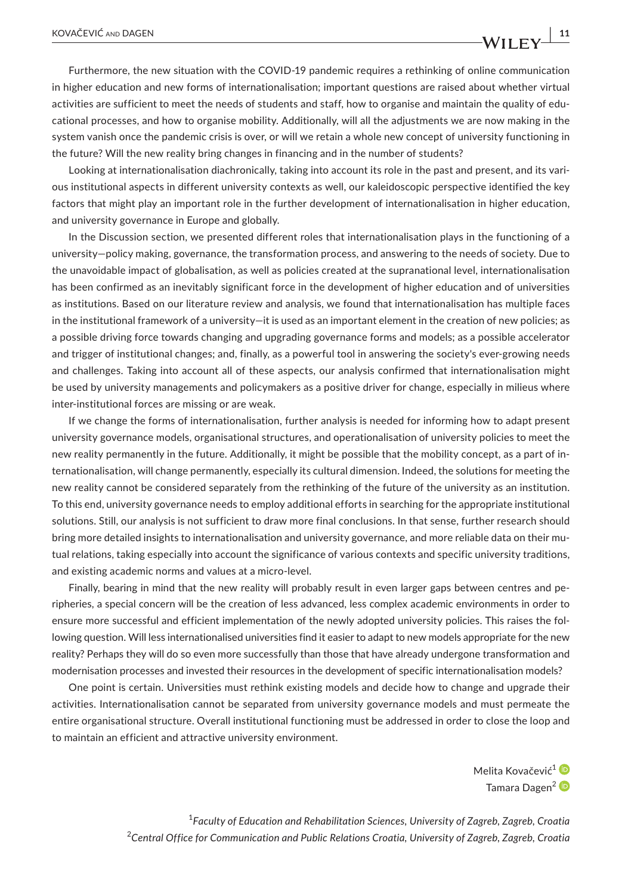Furthermore, the new situation with the COVID-19 pandemic requires a rethinking of online communication in higher education and new forms of internationalisation; important questions are raised about whether virtual activities are sufficient to meet the needs of students and staff, how to organise and maintain the quality of educational processes, and how to organise mobility. Additionally, will all the adjustments we are now making in the system vanish once the pandemic crisis is over, or will we retain a whole new concept of university functioning in the future? Will the new reality bring changes in financing and in the number of students?

Looking at internationalisation diachronically, taking into account its role in the past and present, and its various institutional aspects in different university contexts as well, our kaleidoscopic perspective identified the key factors that might play an important role in the further development of internationalisation in higher education, and university governance in Europe and globally.

In the Discussion section, we presented different roles that internationalisation plays in the functioning of a university—policy making, governance, the transformation process, and answering to the needs of society. Due to the unavoidable impact of globalisation, as well as policies created at the supranational level, internationalisation has been confirmed as an inevitably significant force in the development of higher education and of universities as institutions. Based on our literature review and analysis, we found that internationalisation has multiple faces in the institutional framework of a university—it is used as an important element in the creation of new policies; as a possible driving force towards changing and upgrading governance forms and models; as a possible accelerator and trigger of institutional changes; and, finally, as a powerful tool in answering the society's ever-growing needs and challenges. Taking into account all of these aspects, our analysis confirmed that internationalisation might be used by university managements and policymakers as a positive driver for change, especially in milieus where inter-institutional forces are missing or are weak.

If we change the forms of internationalisation, further analysis is needed for informing how to adapt present university governance models, organisational structures, and operationalisation of university policies to meet the new reality permanently in the future. Additionally, it might be possible that the mobility concept, as a part of internationalisation, will change permanently, especially its cultural dimension. Indeed, the solutions for meeting the new reality cannot be considered separately from the rethinking of the future of the university as an institution. To this end, university governance needs to employ additional efforts in searching for the appropriate institutional solutions. Still, our analysis is not sufficient to draw more final conclusions. In that sense, further research should bring more detailed insights to internationalisation and university governance, and more reliable data on their mutual relations, taking especially into account the significance of various contexts and specific university traditions, and existing academic norms and values at a micro-level.

Finally, bearing in mind that the new reality will probably result in even larger gaps between centres and peripheries, a special concern will be the creation of less advanced, less complex academic environments in order to ensure more successful and efficient implementation of the newly adopted university policies. This raises the following question. Will less internationalised universities find it easier to adapt to new models appropriate for the new reality? Perhaps they will do so even more successfully than those that have already undergone transformation and modernisation processes and invested their resources in the development of specific internationalisation models?

One point is certain. Universities must rethink existing models and decide how to change and upgrade their activities. Internationalisation cannot be separated from university governance models and must permeate the entire organisational structure. Overall institutional functioning must be addressed in order to close the loop and to maintain an efficient and attractive university environment.

Melita Kovačević[1]
Tamara Dagen[2]

[1]*Faculty of Education and Rehabilitation Sciences, University of Zagreb, Zagreb, Croatia*
[2]*Central Office for Communication and Public Relations Croatia, University of Zagreb, Zagreb, Croatia*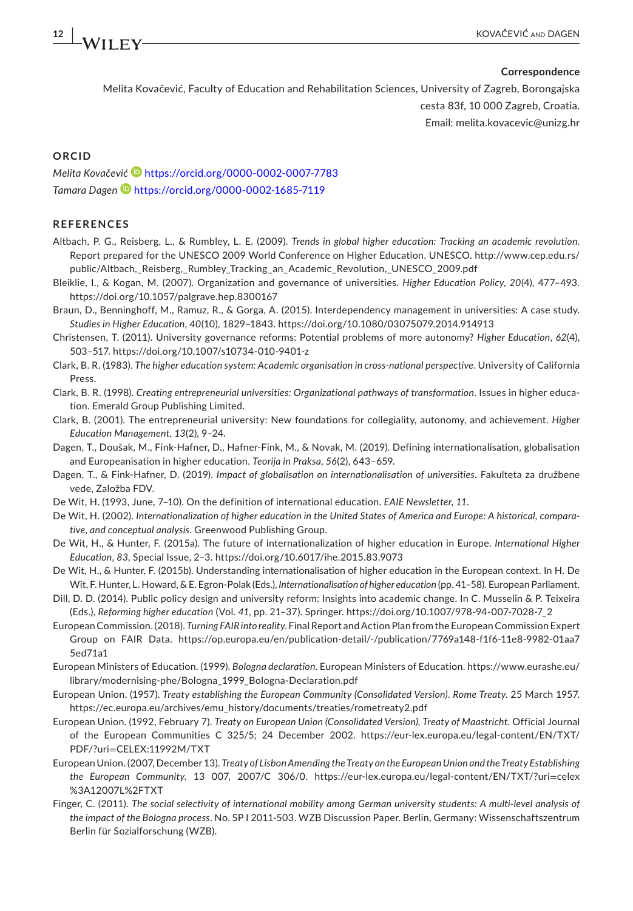**Correspondence**

Melita Kovačević, Faculty of Education and Rehabilitation Sciences, University of Zagreb, Borongajska cesta 83f, 10 000 Zagreb, Croatia.
Email: melita.kovacevic@unizg.hr

## ORCID

*Melita Kovačević* https://orcid.org/0000-0002-0007-7783
*Tamara Dagen* https://orcid.org/0000-0002-1685-7119

## REFERENCES

Altbach, P. G., Reisberg, L., & Rumbley, L. E. (2009). *Trends in global higher education: Tracking an academic revolution*. Report prepared for the UNESCO 2009 World Conference on Higher Education. UNESCO. http://www.cep.edu.rs/public/Altbach,_Reisberg,_Rumbley_Tracking_an_Academic_Revolution,_UNESCO_2009.pdf

Bleiklie, I., & Kogan, M. (2007). Organization and governance of universities. *Higher Education Policy*, *20*(4), 477–493. https://doi.org/10.1057/palgrave.hep.8300167

Braun, D., Benninghoff, M., Ramuz, R., & Gorga, A. (2015). Interdependency management in universities: A case study. *Studies in Higher Education*, *40*(10), 1829–1843. https://doi.org/10.1080/03075079.2014.914913

Christensen, T. (2011). University governance reforms: Potential problems of more autonomy? *Higher Education*, *62*(4), 503–517. https://doi.org/10.1007/s10734-010-9401-z

Clark, B. R. (1983). *The higher education system: Academic organisation in cross-national perspective*. University of California Press.

Clark, B. R. (1998). *Creating entrepreneurial universities: Organizational pathways of transformation*. Issues in higher education. Emerald Group Publishing Limited.

Clark, B. (2001). The entrepreneurial university: New foundations for collegiality, autonomy, and achievement. *Higher Education Management*, *13*(2), 9–24.

Dagen, T., Doušak, M., Fink-Hafner, D., Hafner-Fink, M., & Novak, M. (2019). Defining internationalisation, globalisation and Europeanisation in higher education. *Teorija in Praksa*, *56*(2), 643–659.

Dagen, T., & Fink-Hafner, D. (2019). *Impact of globalisation on internationalisation of universities*. Fakulteta za družbene vede, Založba FDV.

De Wit, H. (1993, June, 7–10). On the definition of international education. *EAIE Newsletter*, *11*.

De Wit, H. (2002). *Internationalization of higher education in the United States of America and Europe: A historical, comparative, and conceptual analysis*. Greenwood Publishing Group.

De Wit, H., & Hunter, F. (2015a). The future of internationalization of higher education in Europe. *International Higher Education*, *83*, Special Issue, 2–3. https://doi.org/10.6017/ihe.2015.83.9073

De Wit, H., & Hunter, F. (2015b). Understanding internationalisation of higher education in the European context. In H. De Wit, F. Hunter, L. Howard, & E. Egron-Polak (Eds.), *Internationalisation of higher education* (pp. 41–58). European Parliament.

Dill, D. D. (2014). Public policy design and university reform: Insights into academic change. In C. Musselin & P. Teixeira (Eds.), *Reforming higher education* (Vol. *41*, pp. 21–37). Springer. https://doi.org/10.1007/978-94-007-7028-7_2

European Commission. (2018). *Turning FAIR into reality*. Final Report and Action Plan from the European Commission Expert Group on FAIR Data. https://op.europa.eu/en/publication-detail/-/publication/7769a148-f1f6-11e8-9982-01aa75ed71a1

European Ministers of Education. (1999). *Bologna declaration*. European Ministers of Education. https://www.eurashe.eu/library/modernising-phe/Bologna_1999_Bologna-Declaration.pdf

European Union. (1957). *Treaty establishing the European Community (Consolidated Version). Rome Treaty*. 25 March 1957. https://ec.europa.eu/archives/emu_history/documents/treaties/rometreaty2.pdf

European Union. (1992, February 7). *Treaty on European Union (Consolidated Version), Treaty of Maastricht*. Official Journal of the European Communities C 325/5; 24 December 2002. https://eur-lex.europa.eu/legal-content/EN/TXT/PDF/?uri=CELEX:11992M/TXT

European Union. (2007, December 13). *Treaty of Lisbon Amending the Treaty on the European Union and the Treaty Establishing the European Community*. 13 007, 2007/C 306/0. https://eur-lex.europa.eu/legal-content/EN/TXT/?uri=celex%3A12007L%2FTXT

Finger, C. (2011). *The social selectivity of international mobility among German university students: A multi-level analysis of the impact of the Bologna process*. No. SP I 2011-503. WZB Discussion Paper. Berlin, Germany: Wissenschaftszentrum Berlin für Sozialforschung (WZB).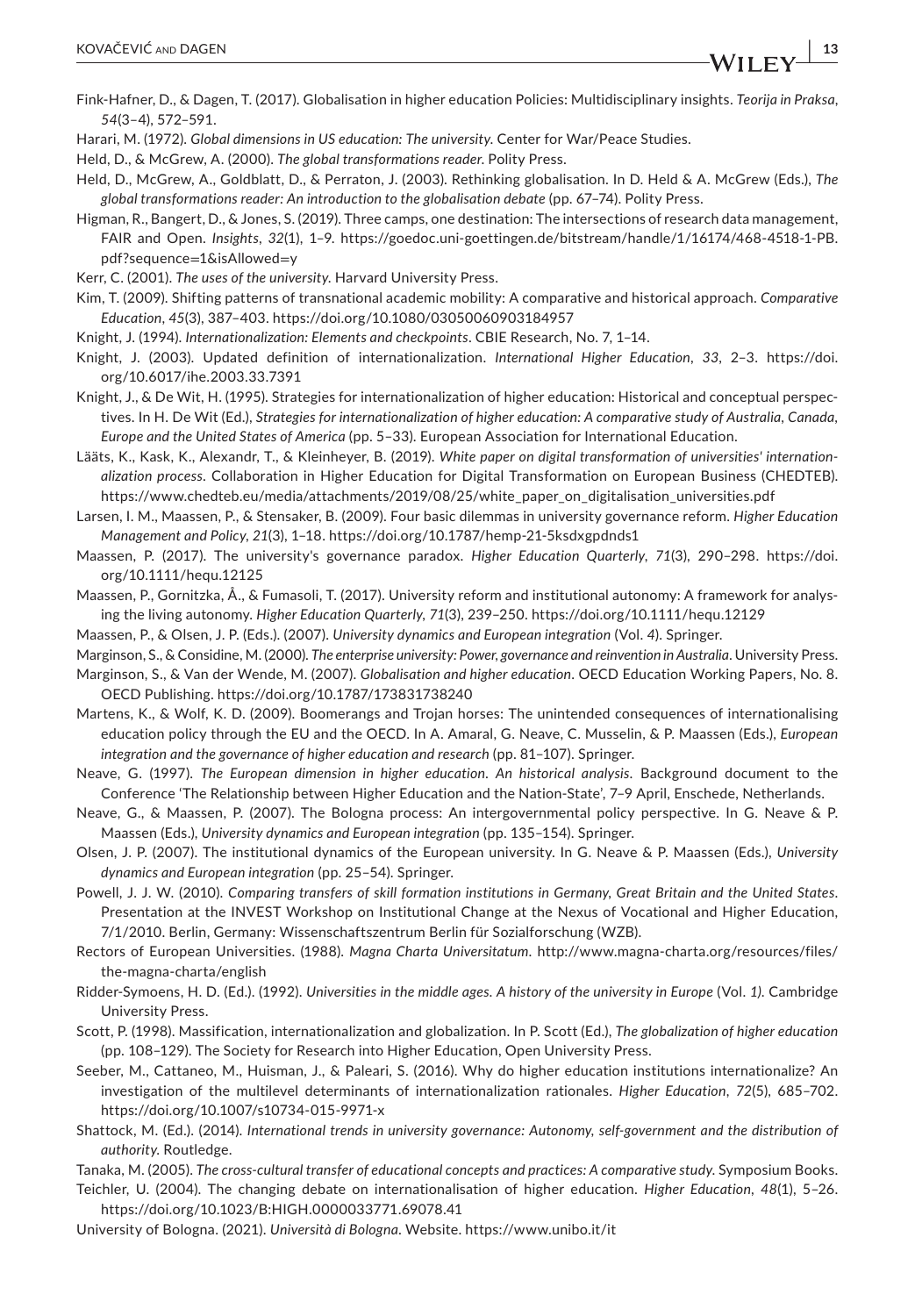Fink-Hafner, D., & Dagen, T. (2017). Globalisation in higher education Policies: Multidisciplinary insights. *Teorija in Praksa*, *54*(3–4), 572–591.

Harari, M. (1972). *Global dimensions in US education: The university*. Center for War/Peace Studies.

Held, D., & McGrew, A. (2000). *The global transformations reader*. Polity Press.

Held, D., McGrew, A., Goldblatt, D., & Perraton, J. (2003). Rethinking globalisation. In D. Held & A. McGrew (Eds.), *The global transformations reader: An introduction to the globalisation debate* (pp. 67–74). Polity Press.

Higman, R., Bangert, D., & Jones, S. (2019). Three camps, one destination: The intersections of research data management, FAIR and Open. *Insights*, *32*(1), 1–9. https://goedoc.uni-goettingen.de/bitstream/handle/1/16174/468-4518-1-PB.pdf?sequence=1&isAllowed=y

Kerr, C. (2001). *The uses of the university*. Harvard University Press.

Kim, T. (2009). Shifting patterns of transnational academic mobility: A comparative and historical approach. *Comparative Education*, *45*(3), 387–403. https://doi.org/10.1080/03050060903184957

Knight, J. (1994). *Internationalization: Elements and checkpoints*. CBIE Research, No. 7, 1–14.

Knight, J. (2003). Updated definition of internationalization. *International Higher Education*, *33*, 2–3. https://doi.org/10.6017/ihe.2003.33.7391

Knight, J., & De Wit, H. (1995). Strategies for internationalization of higher education: Historical and conceptual perspectives. In H. De Wit (Ed.), *Strategies for internationalization of higher education: A comparative study of Australia, Canada, Europe and the United States of America* (pp. 5–33). European Association for International Education.

Lääts, K., Kask, K., Alexandr, T., & Kleinheyer, B. (2019). *White paper on digital transformation of universities' internationalization process*. Collaboration in Higher Education for Digital Transformation on European Business (CHEDTEB). https://www.chedteb.eu/media/attachments/2019/08/25/white_paper_on_digitalisation_universities.pdf

Larsen, I. M., Maassen, P., & Stensaker, B. (2009). Four basic dilemmas in university governance reform. *Higher Education Management and Policy*, *21*(3), 1–18. https://doi.org/10.1787/hemp-21-5ksdxgpdnds1

Maassen, P. (2017). The university's governance paradox. *Higher Education Quarterly*, *71*(3), 290–298. https://doi.org/10.1111/hequ.12125

Maassen, P., Gornitzka, Å., & Fumasoli, T. (2017). University reform and institutional autonomy: A framework for analysing the living autonomy. *Higher Education Quarterly*, *71*(3), 239–250. https://doi.org/10.1111/hequ.12129

Maassen, P., & Olsen, J. P. (Eds.). (2007). *University dynamics and European integration* (Vol. *4*). Springer.

Marginson, S., & Considine, M. (2000). *The enterprise university: Power, governance and reinvention in Australia*. University Press.

Marginson, S., & Van der Wende, M. (2007). *Globalisation and higher education*. OECD Education Working Papers, No. 8. OECD Publishing. https://doi.org/10.1787/173831738240

Martens, K., & Wolf, K. D. (2009). Boomerangs and Trojan horses: The unintended consequences of internationalising education policy through the EU and the OECD. In A. Amaral, G. Neave, C. Musselin, & P. Maassen (Eds.), *European integration and the governance of higher education and research* (pp. 81–107). Springer.

Neave, G. (1997). *The European dimension in higher education. An historical analysis*. Background document to the Conference 'The Relationship between Higher Education and the Nation-State', 7–9 April, Enschede, Netherlands.

Neave, G., & Maassen, P. (2007). The Bologna process: An intergovernmental policy perspective. In G. Neave & P. Maassen (Eds.), *University dynamics and European integration* (pp. 135–154). Springer.

Olsen, J. P. (2007). The institutional dynamics of the European university. In G. Neave & P. Maassen (Eds.), *University dynamics and European integration* (pp. 25–54). Springer.

Powell, J. J. W. (2010). *Comparing transfers of skill formation institutions in Germany, Great Britain and the United States*. Presentation at the INVEST Workshop on Institutional Change at the Nexus of Vocational and Higher Education, 7/1/2010. Berlin, Germany: Wissenschaftszentrum Berlin für Sozialforschung (WZB).

Rectors of European Universities. (1988). *Magna Charta Universitatum*. http://www.magna-charta.org/resources/files/the-magna-charta/english

Ridder-Symoens, H. D. (Ed.). (1992). *Universities in the middle ages. A history of the university in Europe* (Vol. *1*). Cambridge University Press.

Scott, P. (1998). Massification, internationalization and globalization. In P. Scott (Ed.), *The globalization of higher education* (pp. 108–129). The Society for Research into Higher Education, Open University Press.

Seeber, M., Cattaneo, M., Huisman, J., & Paleari, S. (2016). Why do higher education institutions internationalize? An investigation of the multilevel determinants of internationalization rationales. *Higher Education*, *72*(5), 685–702. https://doi.org/10.1007/s10734-015-9971-x

Shattock, M. (Ed.). (2014). *International trends in university governance: Autonomy, self-government and the distribution of authority*. Routledge.

Tanaka, M. (2005). *The cross-cultural transfer of educational concepts and practices: A comparative study*. Symposium Books.

Teichler, U. (2004). The changing debate on internationalisation of higher education. *Higher Education*, *48*(1), 5–26. https://doi.org/10.1023/B:HIGH.0000033771.69078.41

University of Bologna. (2021). *Università di Bologna*. Website. https://www.unibo.it/it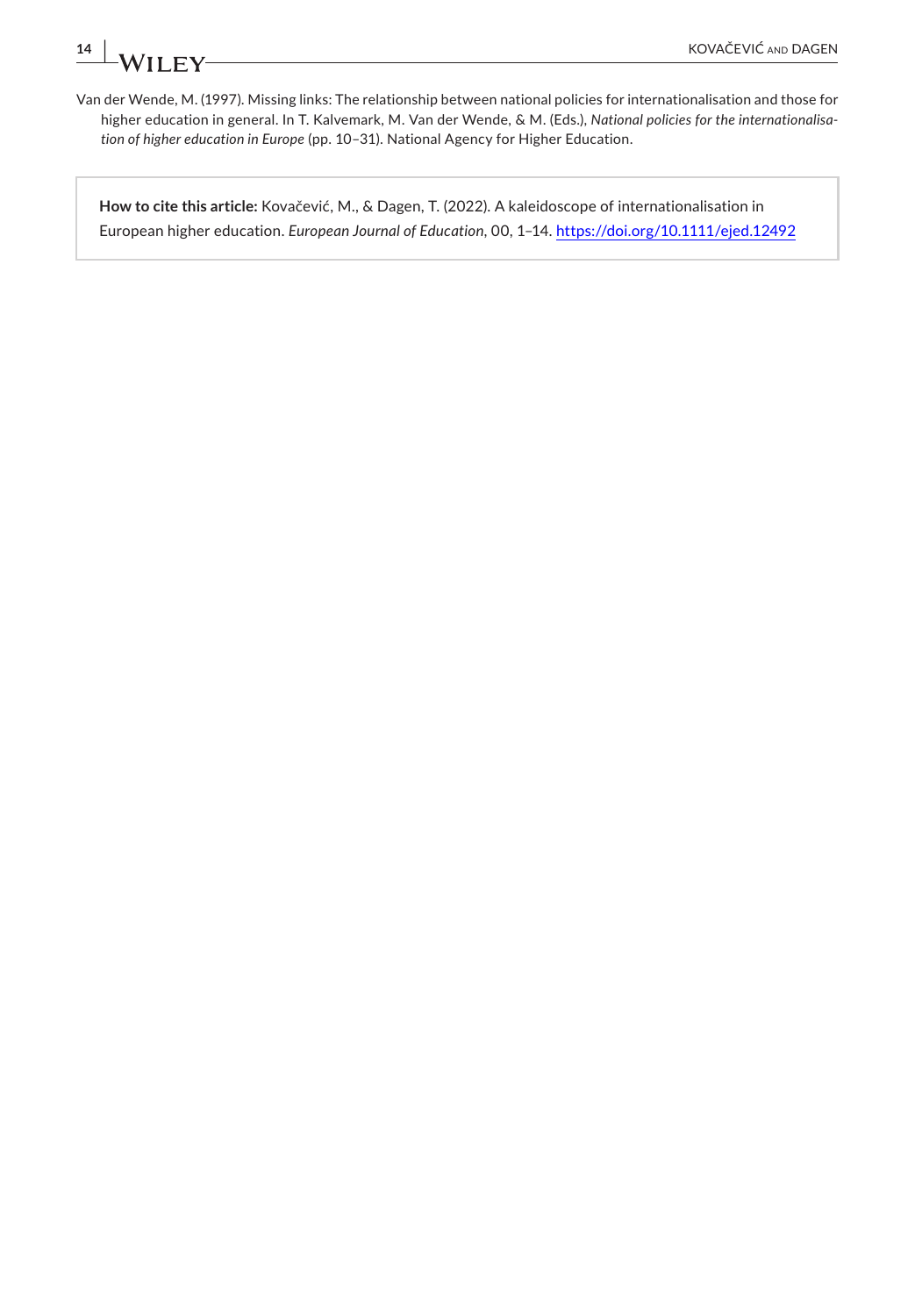Van der Wende, M. (1997). Missing links: The relationship between national policies for internationalisation and those for higher education in general. In T. Kalvemark, M. Van der Wende, & M. (Eds.), *National policies for the internationalisation of higher education in Europe* (pp. 10–31). National Agency for Higher Education.

**How to cite this article:** Kovačević, M., & Dagen, T. (2022). A kaleidoscope of internationalisation in European higher education. *European Journal of Education*, 00, 1–14. https://doi.org/10.1111/ejed.12492